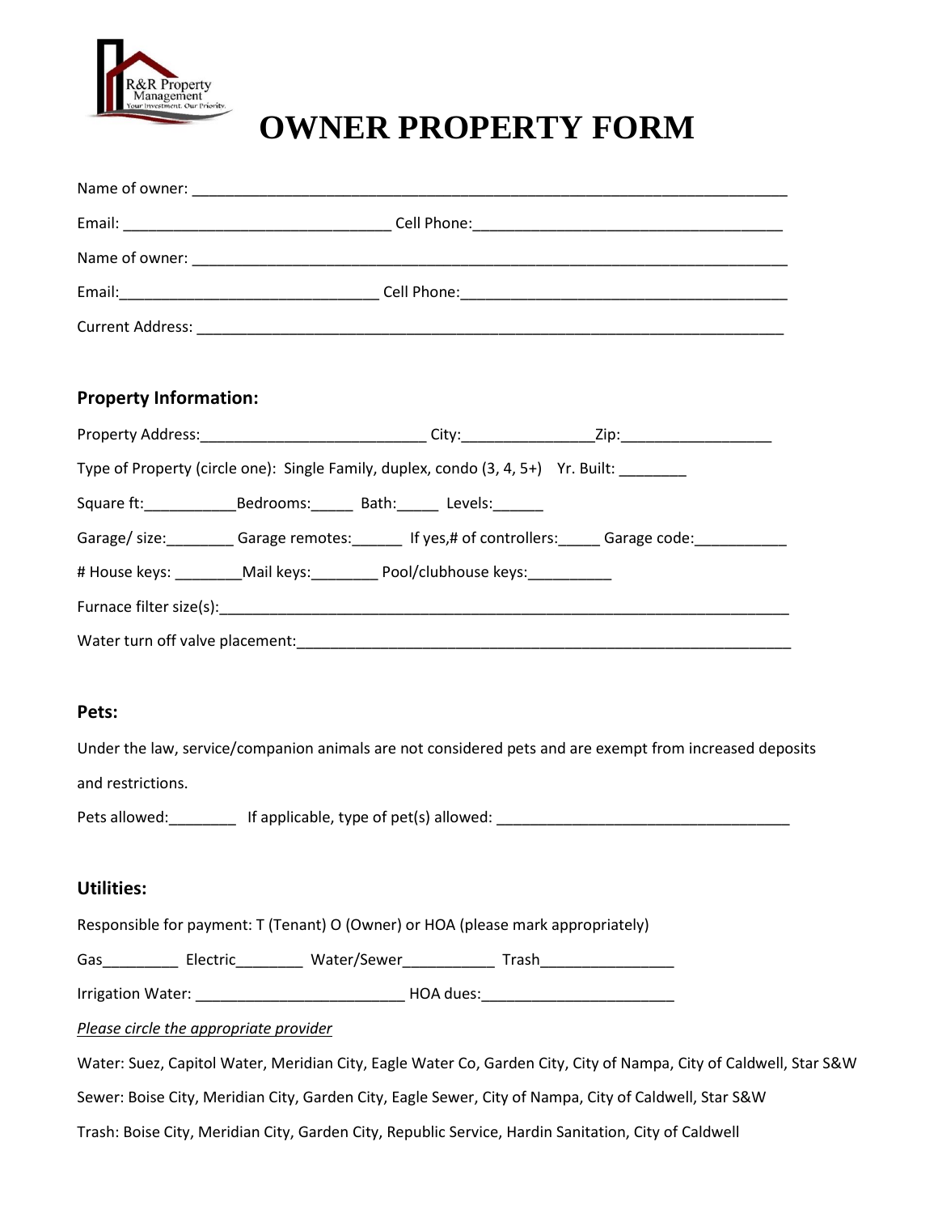# OWNER PROPERTY FORM

Name of owner: ___________________________________________________________________________

Email: _________________________________ Cell Phone:______________________________________

Name of owner: ___________________________________________________________________________

Email:________________________________ Cell Phone:_________________________________________

Current Address: __________________________________________________________________________

### Property Information:

Property Address:____________________________ City:________________Zip:___________________

Type of Property (circle one): Single Family, duplex, condo (3, 4, 5+) Yr. Built: ________

Square ft:___________Bedrooms:_____ Bath:_____ Levels:______

Garage/ size:________ Garage remotes:______ If yes,# of controllers:_____ Garage code:___________

# House keys: ________Mail keys:________ Pool/clubhouse keys:__________

Furnace filter size(s):________________________________________________________________________

Water turn off valve placement:_______________________________________________________________

### Pets:

Under the law, service/companion animals are not considered pets and are exempt from increased deposits and restrictions.

Pets allowed:________ If applicable, type of pet(s) allowed: _____________________________________

### Utilities:

Responsible for payment: T (Tenant) O (Owner) or HOA (please mark appropriately)

Gas_________ Electric________ Water/Sewer___________ Trash________________

Irrigation Water: __________________________ HOA dues:________________________

*Please circle the appropriate provider*

Water: Suez, Capitol Water, Meridian City, Eagle Water Co, Garden City, City of Nampa, City of Caldwell, Star S&W

Sewer: Boise City, Meridian City, Garden City, Eagle Sewer, City of Nampa, City of Caldwell, Star S&W

Trash: Boise City, Meridian City, Garden City, Republic Service, Hardin Sanitation, City of Caldwell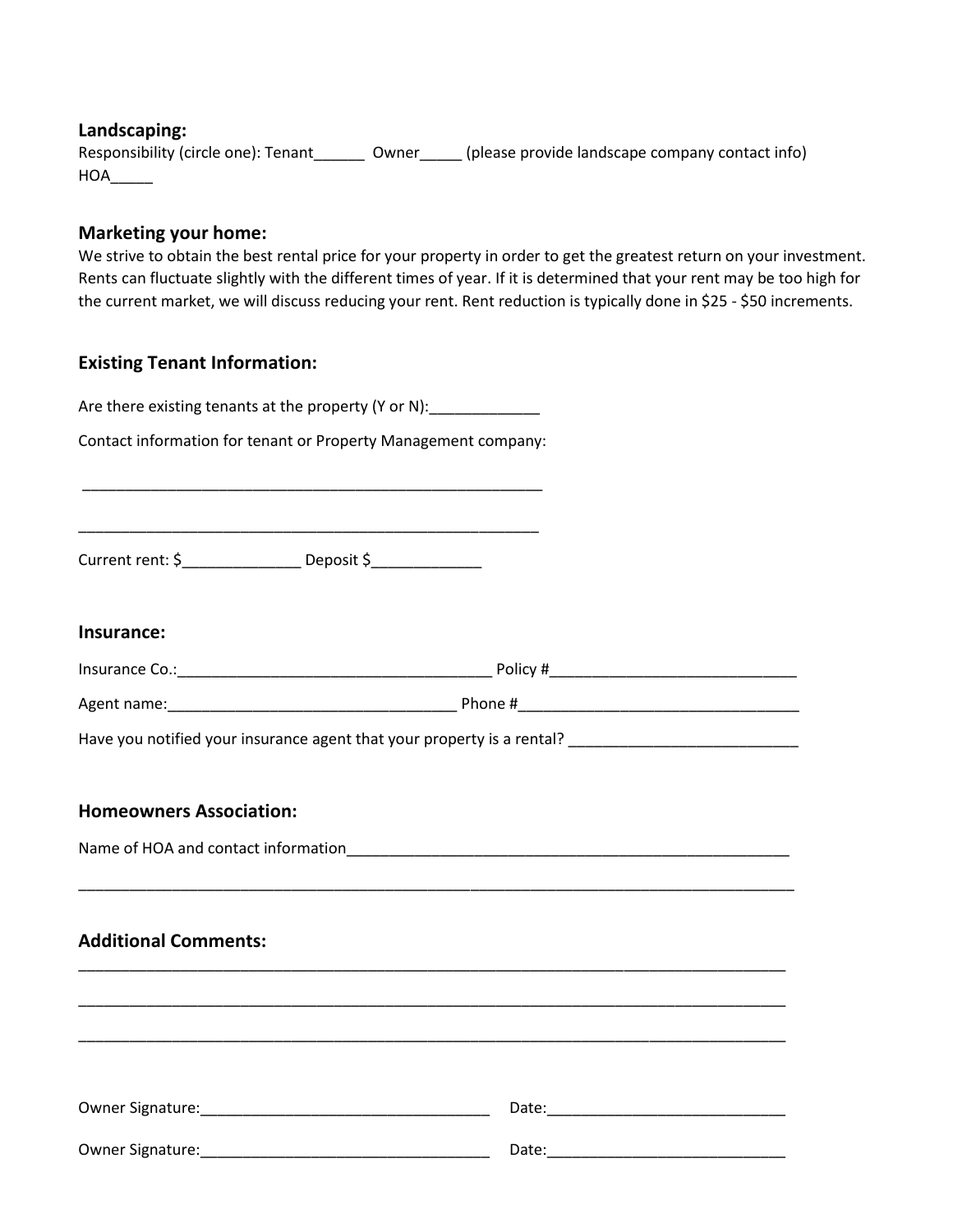### Landscaping:

Responsibility (circle one): Tenant______ Owner_____ (please provide landscape company contact info) HOA_____

### Marketing your home:

We strive to obtain the best rental price for your property in order to get the greatest return on your investment. Rents can fluctuate slightly with the different times of year. If it is determined that your rent may be too high for the current market, we will discuss reducing your rent. Rent reduction is typically done in $25 - $50 increments.

### Existing Tenant Information:

Are there existing tenants at the property (Y or N):_____________

Contact information for tenant or Property Management company:

________________________________________________________

________________________________________________________

Current rent: $______________ Deposit $_____________

### Insurance:

Insurance Co.:______________________________________ Policy #_____________________________

Agent name:__________________________________ Phone #__________________________________

Have you notified your insurance agent that your property is a rental? ___________________________

### Homeowners Association:

Name of HOA and contact information_______________________________________________________

________________________________________________________________________________________

### Additional Comments:

________________________________________________________________________________________

________________________________________________________________________________________

________________________________________________________________________________________

Owner Signature:__________________________________ Date:____________________________

Owner Signature:__________________________________ Date:____________________________